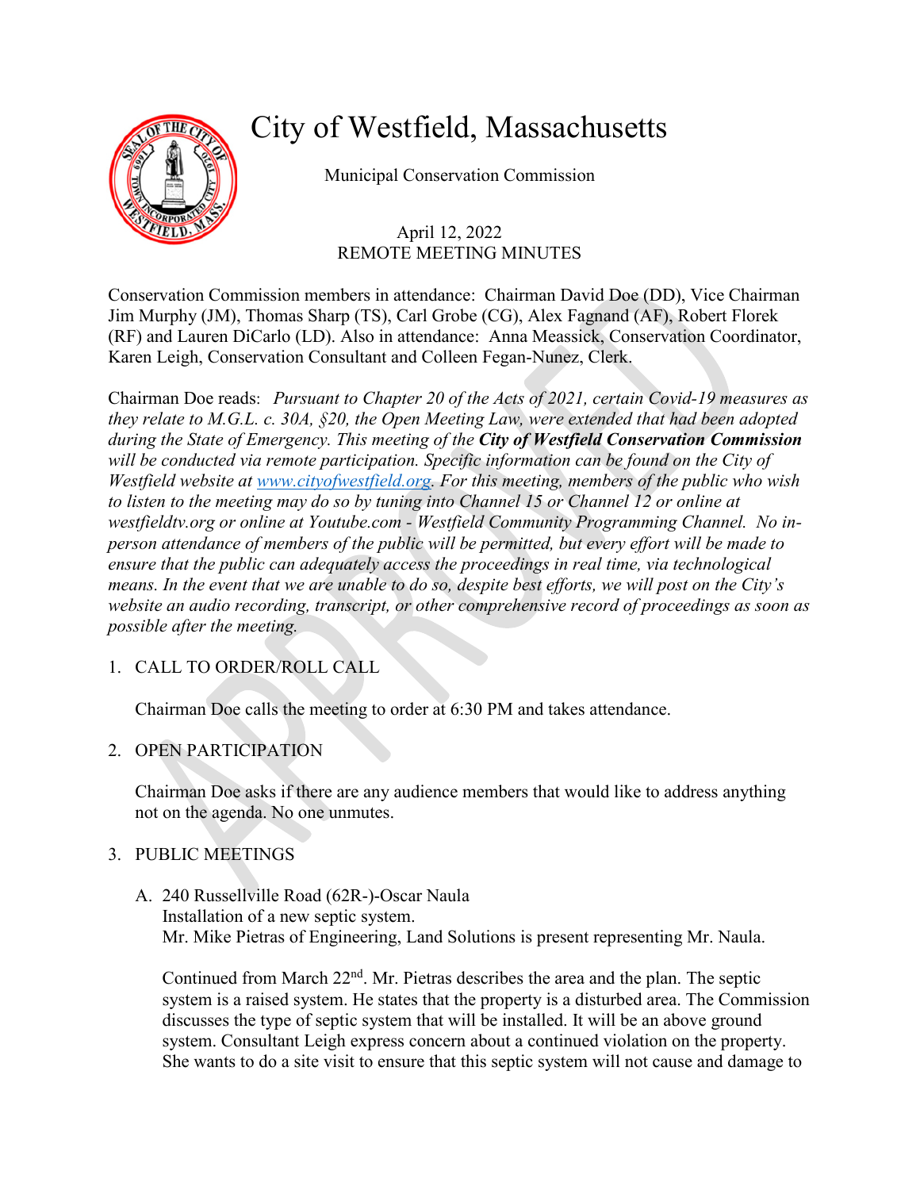# City of Westfield, Massachusetts

Municipal Conservation Commission

April 12, 2022
REMOTE MEETING MINUTES

Conservation Commission members in attendance: Chairman David Doe (DD), Vice Chairman Jim Murphy (JM), Thomas Sharp (TS), Carl Grobe (CG), Alex Fagnand (AF), Robert Florek (RF) and Lauren DiCarlo (LD). Also in attendance: Anna Meassick, Conservation Coordinator, Karen Leigh, Conservation Consultant and Colleen Fegan-Nunez, Clerk.

Chairman Doe reads: *Pursuant to Chapter 20 of the Acts of 2021, certain Covid-19 measures as they relate to M.G.L. c. 30A, §20, the Open Meeting Law, were extended that had been adopted during the State of Emergency. This meeting of the* ***City of Westfield Conservation Commission*** *will be conducted via remote participation. Specific information can be found on the City of Westfield website at [www.cityofwestfield.org](www.cityofwestfield.org). For this meeting, members of the public who wish to listen to the meeting may do so by tuning into Channel 15 or Channel 12 or online at westfieldtv.org or online at Youtube.com - Westfield Community Programming Channel. No in-person attendance of members of the public will be permitted, but every effort will be made to ensure that the public can adequately access the proceedings in real time, via technological means. In the event that we are unable to do so, despite best efforts, we will post on the City's website an audio recording, transcript, or other comprehensive record of proceedings as soon as possible after the meeting.*

1. CALL TO ORDER/ROLL CALL

   Chairman Doe calls the meeting to order at 6:30 PM and takes attendance.

2. OPEN PARTICIPATION

   Chairman Doe asks if there are any audience members that would like to address anything not on the agenda. No one unmutes.

3. PUBLIC MEETINGS

   A. 240 Russellville Road (62R-)-Oscar Naula
   Installation of a new septic system.
   Mr. Mike Pietras of Engineering, Land Solutions is present representing Mr. Naula.

   Continued from March 22nd. Mr. Pietras describes the area and the plan. The septic system is a raised system. He states that the property is a disturbed area. The Commission discusses the type of septic system that will be installed. It will be an above ground system. Consultant Leigh express concern about a continued violation on the property. She wants to do a site visit to ensure that this septic system will not cause and damage to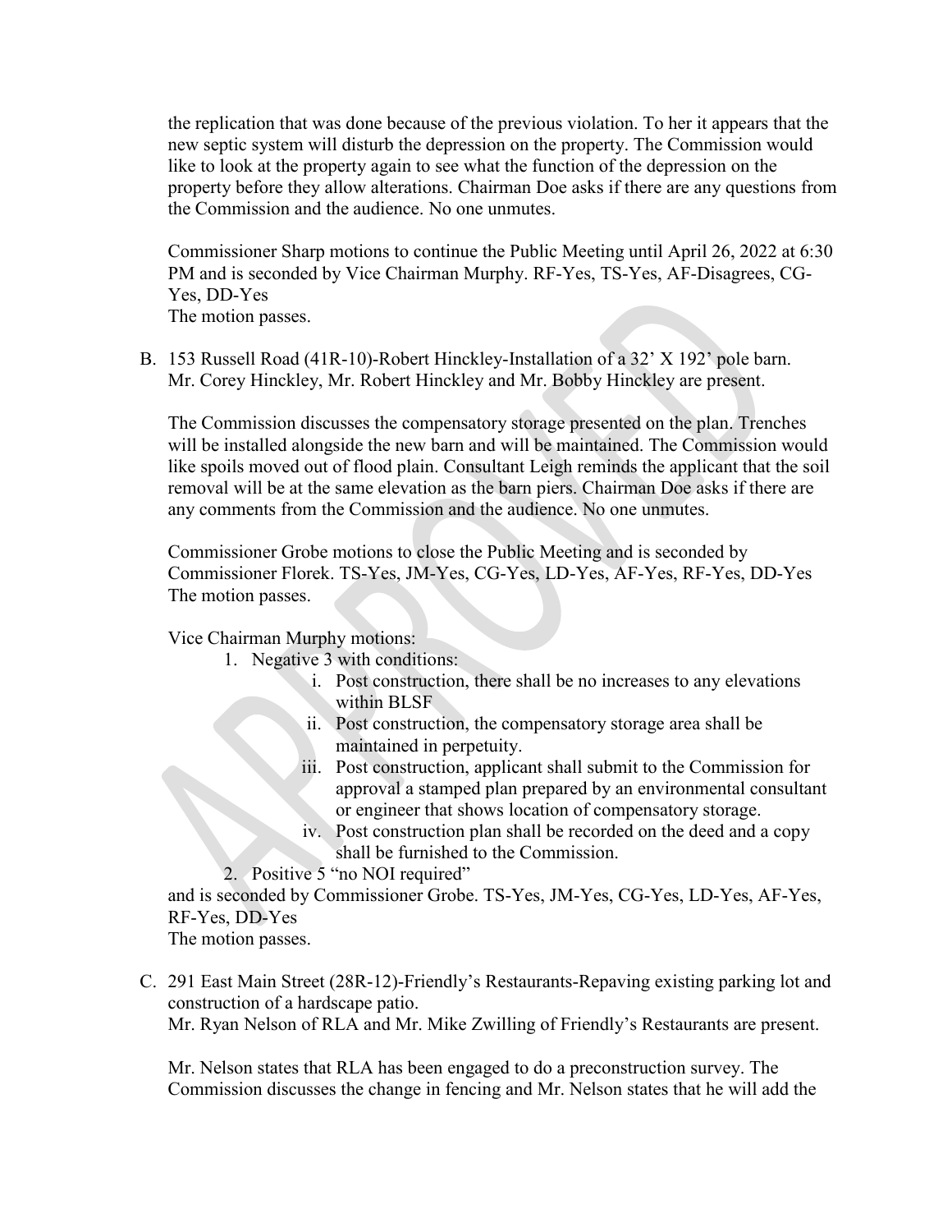the replication that was done because of the previous violation. To her it appears that the new septic system will disturb the depression on the property. The Commission would like to look at the property again to see what the function of the depression on the property before they allow alterations. Chairman Doe asks if there are any questions from the Commission and the audience. No one unmutes.

Commissioner Sharp motions to continue the Public Meeting until April 26, 2022 at 6:30 PM and is seconded by Vice Chairman Murphy. RF-Yes, TS-Yes, AF-Disagrees, CG-Yes, DD-Yes
The motion passes.

B. 153 Russell Road (41R-10)-Robert Hinckley-Installation of a 32' X 192' pole barn.
Mr. Corey Hinckley, Mr. Robert Hinckley and Mr. Bobby Hinckley are present.

The Commission discusses the compensatory storage presented on the plan. Trenches will be installed alongside the new barn and will be maintained. The Commission would like spoils moved out of flood plain. Consultant Leigh reminds the applicant that the soil removal will be at the same elevation as the barn piers. Chairman Doe asks if there are any comments from the Commission and the audience. No one unmutes.

Commissioner Grobe motions to close the Public Meeting and is seconded by Commissioner Florek. TS-Yes, JM-Yes, CG-Yes, LD-Yes, AF-Yes, RF-Yes, DD-Yes
The motion passes.

Vice Chairman Murphy motions:

1. Negative 3 with conditions:
   i. Post construction, there shall be no increases to any elevations within BLSF
   ii. Post construction, the compensatory storage area shall be maintained in perpetuity.
   iii. Post construction, applicant shall submit to the Commission for approval a stamped plan prepared by an environmental consultant or engineer that shows location of compensatory storage.
   iv. Post construction plan shall be recorded on the deed and a copy shall be furnished to the Commission.
2. Positive 5 "no NOI required"

and is seconded by Commissioner Grobe. TS-Yes, JM-Yes, CG-Yes, LD-Yes, AF-Yes, RF-Yes, DD-Yes
The motion passes.

C. 291 East Main Street (28R-12)-Friendly's Restaurants-Repaving existing parking lot and construction of a hardscape patio.
Mr. Ryan Nelson of RLA and Mr. Mike Zwilling of Friendly's Restaurants are present.

Mr. Nelson states that RLA has been engaged to do a preconstruction survey. The Commission discusses the change in fencing and Mr. Nelson states that he will add the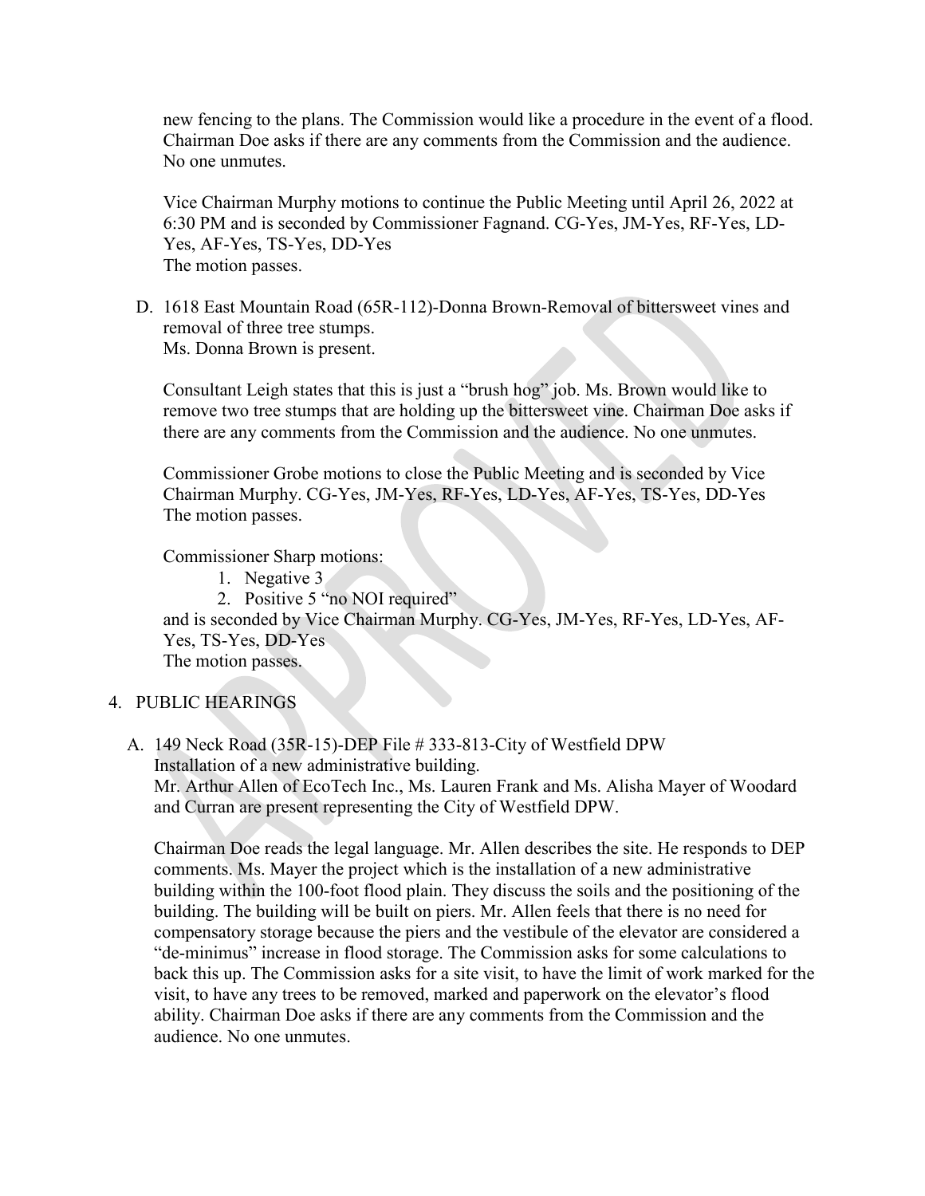new fencing to the plans. The Commission would like a procedure in the event of a flood. Chairman Doe asks if there are any comments from the Commission and the audience. No one unmutes.

Vice Chairman Murphy motions to continue the Public Meeting until April 26, 2022 at 6:30 PM and is seconded by Commissioner Fagnand. CG-Yes, JM-Yes, RF-Yes, LD-Yes, AF-Yes, TS-Yes, DD-Yes
The motion passes.

D. 1618 East Mountain Road (65R-112)-Donna Brown-Removal of bittersweet vines and removal of three tree stumps.
Ms. Donna Brown is present.

Consultant Leigh states that this is just a "brush hog" job. Ms. Brown would like to remove two tree stumps that are holding up the bittersweet vine. Chairman Doe asks if there are any comments from the Commission and the audience. No one unmutes.

Commissioner Grobe motions to close the Public Meeting and is seconded by Vice Chairman Murphy. CG-Yes, JM-Yes, RF-Yes, LD-Yes, AF-Yes, TS-Yes, DD-Yes
The motion passes.

Commissioner Sharp motions:

1. Negative 3
2. Positive 5 "no NOI required"

and is seconded by Vice Chairman Murphy. CG-Yes, JM-Yes, RF-Yes, LD-Yes, AF-Yes, TS-Yes, DD-Yes
The motion passes.

4. PUBLIC HEARINGS

A. 149 Neck Road (35R-15)-DEP File # 333-813-City of Westfield DPW
Installation of a new administrative building.
Mr. Arthur Allen of EcoTech Inc., Ms. Lauren Frank and Ms. Alisha Mayer of Woodard and Curran are present representing the City of Westfield DPW.

Chairman Doe reads the legal language. Mr. Allen describes the site. He responds to DEP comments. Ms. Mayer the project which is the installation of a new administrative building within the 100-foot flood plain. They discuss the soils and the positioning of the building. The building will be built on piers. Mr. Allen feels that there is no need for compensatory storage because the piers and the vestibule of the elevator are considered a "de-minimus" increase in flood storage. The Commission asks for some calculations to back this up. The Commission asks for a site visit, to have the limit of work marked for the visit, to have any trees to be removed, marked and paperwork on the elevator's flood ability. Chairman Doe asks if there are any comments from the Commission and the audience. No one unmutes.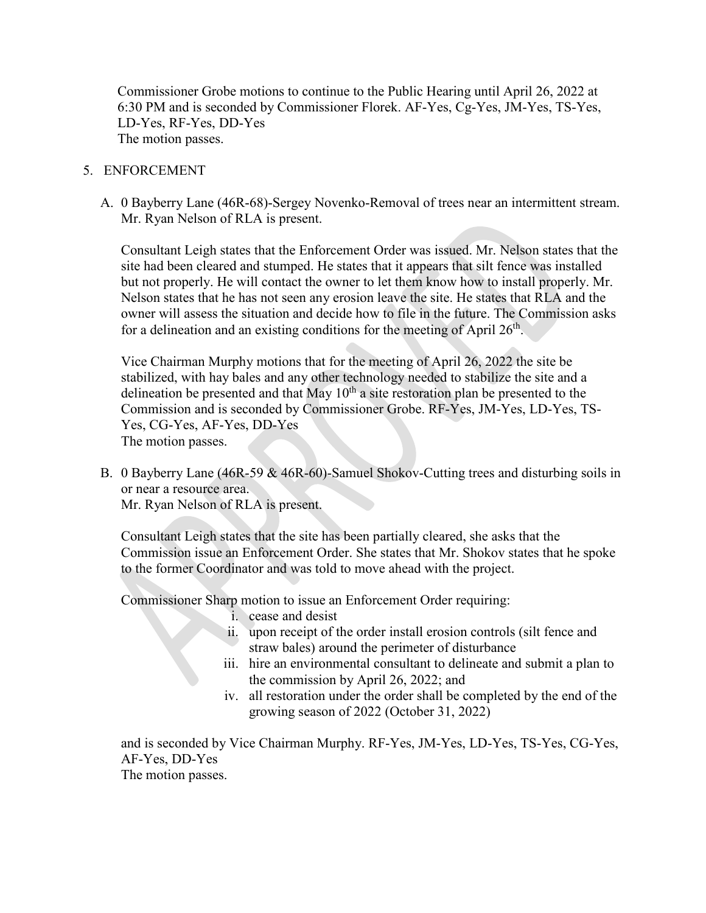Commissioner Grobe motions to continue to the Public Hearing until April 26, 2022 at 6:30 PM and is seconded by Commissioner Florek. AF-Yes, Cg-Yes, JM-Yes, TS-Yes, LD-Yes, RF-Yes, DD-Yes
The motion passes.

5. ENFORCEMENT

   A. 0 Bayberry Lane (46R-68)-Sergey Novenko-Removal of trees near an intermittent stream. Mr. Ryan Nelson of RLA is present.

      Consultant Leigh states that the Enforcement Order was issued. Mr. Nelson states that the site had been cleared and stumped. He states that it appears that silt fence was installed but not properly. He will contact the owner to let them know how to install properly. Mr. Nelson states that he has not seen any erosion leave the site. He states that RLA and the owner will assess the situation and decide how to file in the future. The Commission asks for a delineation and an existing conditions for the meeting of April 26th.

      Vice Chairman Murphy motions that for the meeting of April 26, 2022 the site be stabilized, with hay bales and any other technology needed to stabilize the site and a delineation be presented and that May 10th a site restoration plan be presented to the Commission and is seconded by Commissioner Grobe. RF-Yes, JM-Yes, LD-Yes, TS-Yes, CG-Yes, AF-Yes, DD-Yes
      The motion passes.

   B. 0 Bayberry Lane (46R-59 & 46R-60)-Samuel Shokov-Cutting trees and disturbing soils in or near a resource area.
      Mr. Ryan Nelson of RLA is present.

      Consultant Leigh states that the site has been partially cleared, she asks that the Commission issue an Enforcement Order. She states that Mr. Shokov states that he spoke to the former Coordinator and was told to move ahead with the project.

      Commissioner Sharp motion to issue an Enforcement Order requiring:

      i. cease and desist
      ii. upon receipt of the order install erosion controls (silt fence and straw bales) around the perimeter of disturbance
      iii. hire an environmental consultant to delineate and submit a plan to the commission by April 26, 2022; and
      iv. all restoration under the order shall be completed by the end of the growing season of 2022 (October 31, 2022)

      and is seconded by Vice Chairman Murphy. RF-Yes, JM-Yes, LD-Yes, TS-Yes, CG-Yes, AF-Yes, DD-Yes
      The motion passes.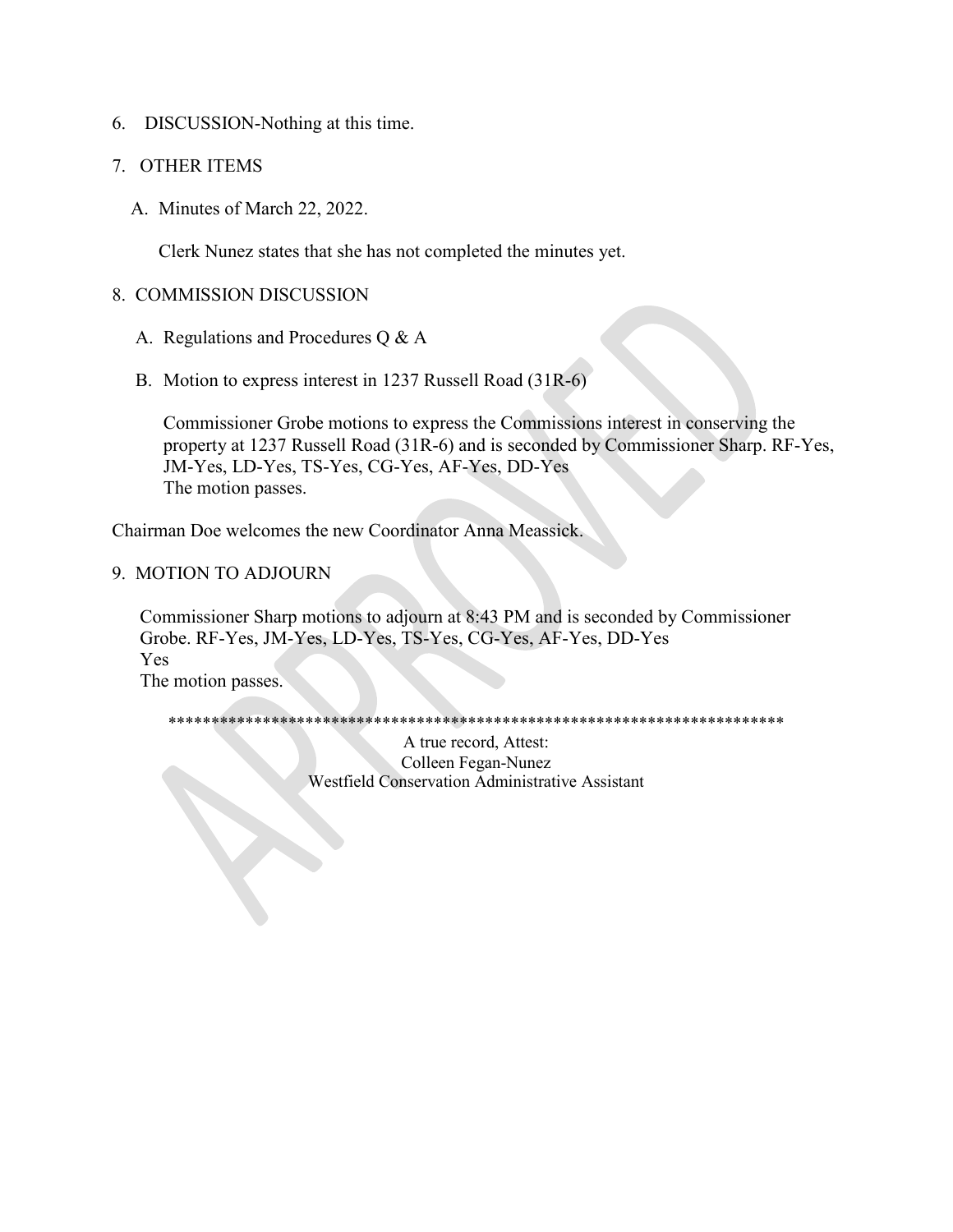6. DISCUSSION-Nothing at this time.

7. OTHER ITEMS

   A. Minutes of March 22, 2022.

      Clerk Nunez states that she has not completed the minutes yet.

8. COMMISSION DISCUSSION

   A. Regulations and Procedures Q & A

   B. Motion to express interest in 1237 Russell Road (31R-6)

      Commissioner Grobe motions to express the Commissions interest in conserving the property at 1237 Russell Road (31R-6) and is seconded by Commissioner Sharp. RF-Yes, JM-Yes, LD-Yes, TS-Yes, CG-Yes, AF-Yes, DD-Yes
      The motion passes.

Chairman Doe welcomes the new Coordinator Anna Meassick.

9. MOTION TO ADJOURN

   Commissioner Sharp motions to adjourn at 8:43 PM and is seconded by Commissioner Grobe. RF-Yes, JM-Yes, LD-Yes, TS-Yes, CG-Yes, AF-Yes, DD-Yes
   Yes
   The motion passes.

*************************************************************************

A true record, Attest:
Colleen Fegan-Nunez
Westfield Conservation Administrative Assistant